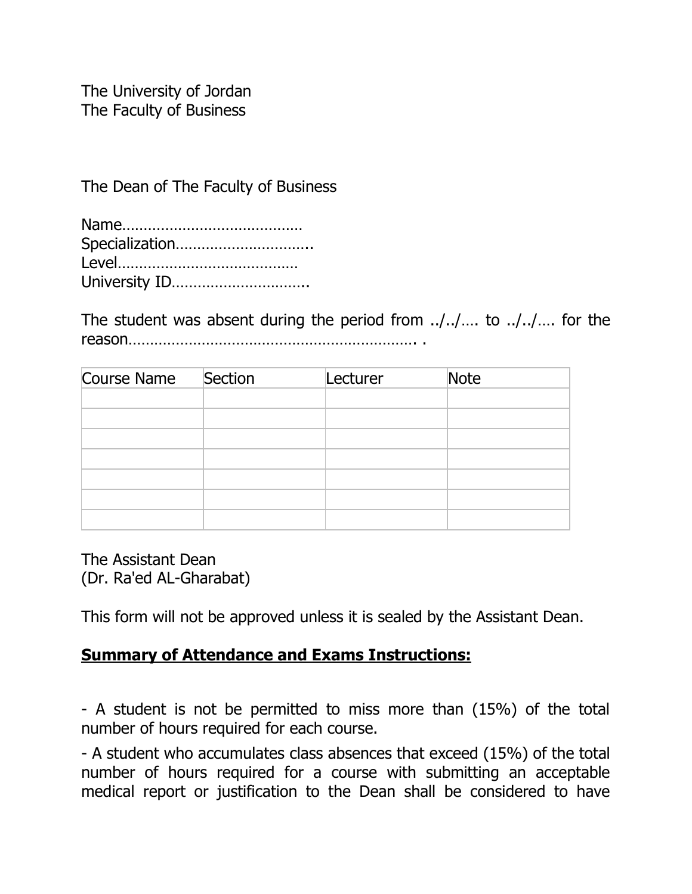The University of Jordan
The Faculty of Business

The Dean of The Faculty of Business

Name…………………………………
Specialization…………………………..
Level…………………………………
University ID…………………………..

The student was absent during the period from ../../…. to ../../…. for the reason…………………………………………………………. .

| Course Name | Section | Lecturer | Note |
|---|---|---|---|
| | | | |
| | | | |
| | | | |
| | | | |
| | | | |
| | | | |
| | | | |

The Assistant Dean
(Dr. Ra'ed AL-Gharabat)

This form will not be approved unless it is sealed by the Assistant Dean.

**Summary of Attendance and Exams Instructions:**

- A student is not be permitted to miss more than (15%) of the total number of hours required for each course.
- A student who accumulates class absences that exceed (15%) of the total number of hours required for a course with submitting an acceptable medical report or justification to the Dean shall be considered to have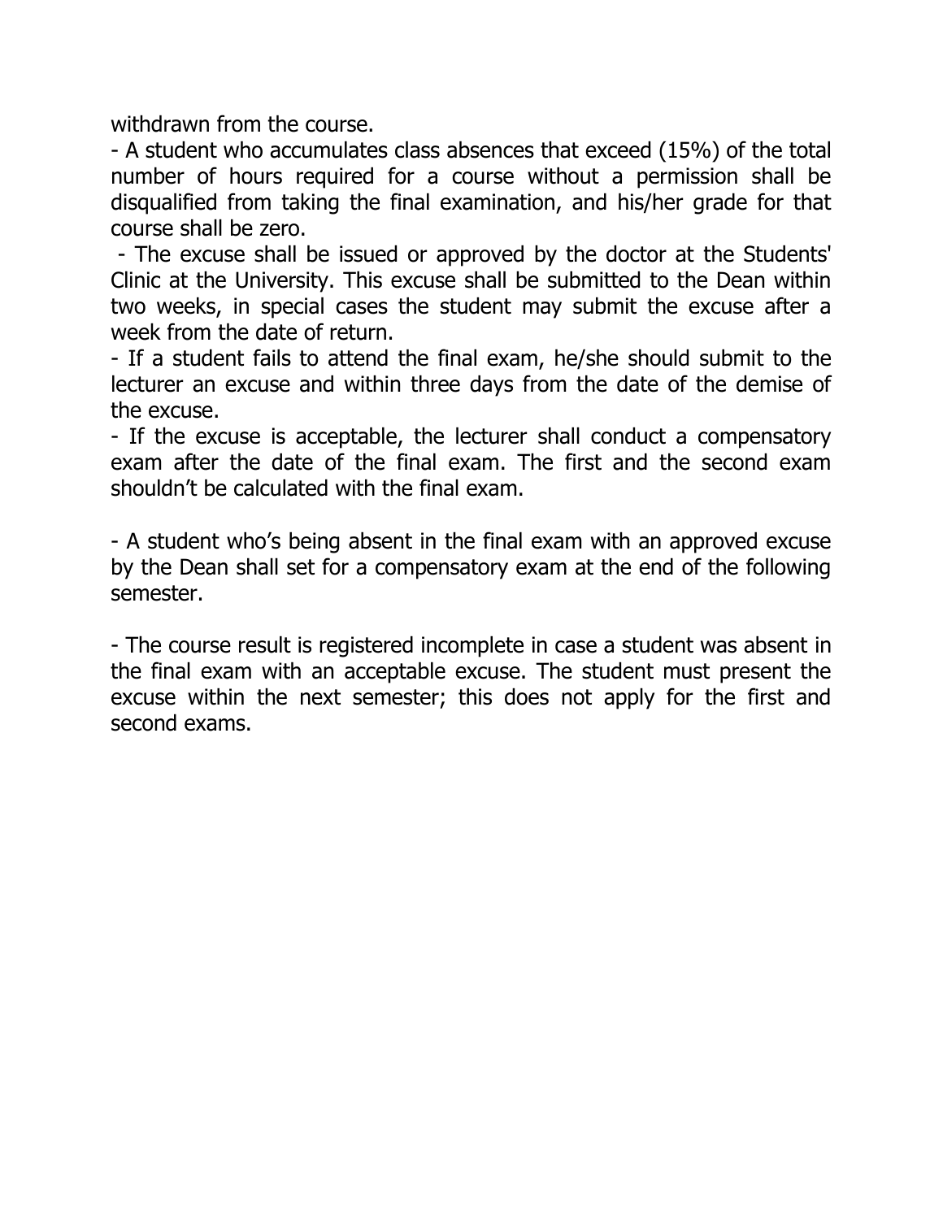withdrawn from the course.

- A student who accumulates class absences that exceed (15%) of the total number of hours required for a course without a permission shall be disqualified from taking the final examination, and his/her grade for that course shall be zero.
- The excuse shall be issued or approved by the doctor at the Students' Clinic at the University. This excuse shall be submitted to the Dean within two weeks, in special cases the student may submit the excuse after a week from the date of return.
- If a student fails to attend the final exam, he/she should submit to the lecturer an excuse and within three days from the date of the demise of the excuse.
- If the excuse is acceptable, the lecturer shall conduct a compensatory exam after the date of the final exam. The first and the second exam shouldn't be calculated with the final exam.

- A student who's being absent in the final exam with an approved excuse by the Dean shall set for a compensatory exam at the end of the following semester.

- The course result is registered incomplete in case a student was absent in the final exam with an acceptable excuse. The student must present the excuse within the next semester; this does not apply for the first and second exams.